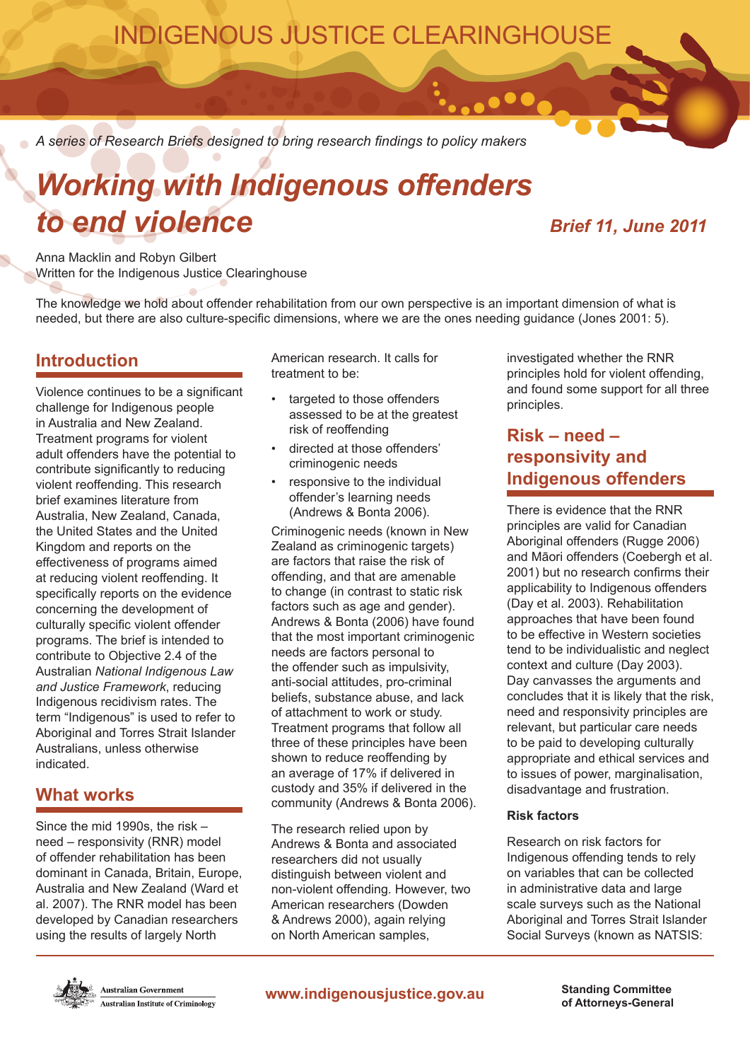INDIGENOUS JUSTICE CLEARINGHOUSE

*A series of Research Briefs designed to bring research findings to policy makers*

# Working with Indigenous offenders to end violence

**Brief 11, June 2011**

Anna Macklin and Robyn Gilbert
Written for the Indigenous Justice Clearinghouse

The knowledge we hold about offender rehabilitation from our own perspective is an important dimension of what is needed, but there are also culture-specific dimensions, where we are the ones needing guidance (Jones 2001: 5).

## Introduction

Violence continues to be a significant challenge for Indigenous people in Australia and New Zealand. Treatment programs for violent adult offenders have the potential to contribute significantly to reducing violent reoffending. This research brief examines literature from Australia, New Zealand, Canada, the United States and the United Kingdom and reports on the effectiveness of programs aimed at reducing violent reoffending. It specifically reports on the evidence concerning the development of culturally specific violent offender programs. The brief is intended to contribute to Objective 2.4 of the Australian *National Indigenous Law and Justice Framework*, reducing Indigenous recidivism rates. The term "Indigenous" is used to refer to Aboriginal and Torres Strait Islander Australians, unless otherwise indicated.

## What works

Since the mid 1990s, the risk – need – responsivity (RNR) model of offender rehabilitation has been dominant in Canada, Britain, Europe, Australia and New Zealand (Ward et al. 2007). The RNR model has been developed by Canadian researchers using the results of largely North American research. It calls for treatment to be:

- targeted to those offenders assessed to be at the greatest risk of reoffending
- directed at those offenders' criminogenic needs
- responsive to the individual offender's learning needs (Andrews & Bonta 2006).

Criminogenic needs (known in New Zealand as criminogenic targets) are factors that raise the risk of offending, and that are amenable to change (in contrast to static risk factors such as age and gender). Andrews & Bonta (2006) have found that the most important criminogenic needs are factors personal to the offender such as impulsivity, anti-social attitudes, pro-criminal beliefs, substance abuse, and lack of attachment to work or study. Treatment programs that follow all three of these principles have been shown to reduce reoffending by an average of 17% if delivered in custody and 35% if delivered in the community (Andrews & Bonta 2006).

The research relied upon by Andrews & Bonta and associated researchers did not usually distinguish between violent and non-violent offending. However, two American researchers (Dowden & Andrews 2000), again relying on North American samples, investigated whether the RNR principles hold for violent offending, and found some support for all three principles.

## Risk – need – responsivity and Indigenous offenders

There is evidence that the RNR principles are valid for Canadian Aboriginal offenders (Rugge 2006) and Māori offenders (Coebergh et al. 2001) but no research confirms their applicability to Indigenous offenders (Day et al. 2003). Rehabilitation approaches that have been found to be effective in Western societies tend to be individualistic and neglect context and culture (Day 2003). Day canvasses the arguments and concludes that it is likely that the risk, need and responsivity principles are relevant, but particular care needs to be paid to developing culturally appropriate and ethical services and to issues of power, marginalisation, disadvantage and frustration.

### Risk factors

Research on risk factors for Indigenous offending tends to rely on variables that can be collected in administrative data and large scale surveys such as the National Aboriginal and Torres Strait Islander Social Surveys (known as NATSIS:

Australian Government
Australian Institute of Criminology

www.indigenousjustice.gov.au

Standing Committee of Attorneys-General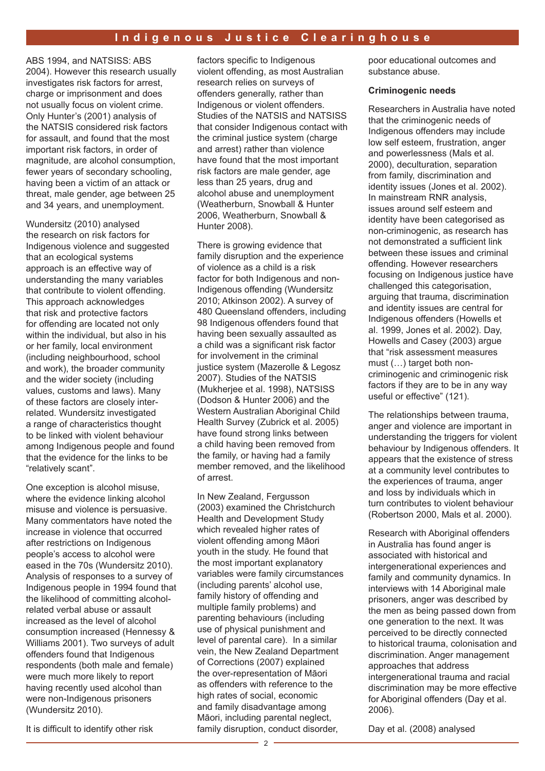ABS 1994, and NATSISS: ABS 2004). However this research usually investigates risk factors for arrest, charge or imprisonment and does not usually focus on violent crime. Only Hunter's (2001) analysis of the NATSIS considered risk factors for assault, and found that the most important risk factors, in order of magnitude, are alcohol consumption, fewer years of secondary schooling, having been a victim of an attack or threat, male gender, age between 25 and 34 years, and unemployment.

Wundersitz (2010) analysed the research on risk factors for Indigenous violence and suggested that an ecological systems approach is an effective way of understanding the many variables that contribute to violent offending. This approach acknowledges that risk and protective factors for offending are located not only within the individual, but also in his or her family, local environment (including neighbourhood, school and work), the broader community and the wider society (including values, customs and laws). Many of these factors are closely inter-related. Wundersitz investigated a range of characteristics thought to be linked with violent behaviour among Indigenous people and found that the evidence for the links to be "relatively scant".

One exception is alcohol misuse, where the evidence linking alcohol misuse and violence is persuasive. Many commentators have noted the increase in violence that occurred after restrictions on Indigenous people's access to alcohol were eased in the 70s (Wundersitz 2010). Analysis of responses to a survey of Indigenous people in 1994 found that the likelihood of committing alcohol-related verbal abuse or assault increased as the level of alcohol consumption increased (Hennessy & Williams 2001). Two surveys of adult offenders found that Indigenous respondents (both male and female) were much more likely to report having recently used alcohol than were non-Indigenous prisoners (Wundersitz 2010).

It is difficult to identify other risk factors specific to Indigenous violent offending, as most Australian research relies on surveys of offenders generally, rather than Indigenous or violent offenders. Studies of the NATSIS and NATSISS that consider Indigenous contact with the criminal justice system (charge and arrest) rather than violence have found that the most important risk factors are male gender, age less than 25 years, drug and alcohol abuse and unemployment (Weatherburn, Snowball & Hunter 2006, Weatherburn, Snowball & Hunter 2008).

There is growing evidence that family disruption and the experience of violence as a child is a risk factor for both Indigenous and non-Indigenous offending (Wundersitz 2010; Atkinson 2002). A survey of 480 Queensland offenders, including 98 Indigenous offenders found that having been sexually assaulted as a child was a significant risk factor for involvement in the criminal justice system (Mazerolle & Legosz 2007). Studies of the NATSIS (Mukherjee et al. 1998), NATSISS (Dodson & Hunter 2006) and the Western Australian Aboriginal Child Health Survey (Zubrick et al. 2005) have found strong links between a child having been removed from the family, or having had a family member removed, and the likelihood of arrest.

In New Zealand, Fergusson (2003) examined the Christchurch Health and Development Study which revealed higher rates of violent offending among Māori youth in the study. He found that the most important explanatory variables were family circumstances (including parents' alcohol use, family history of offending and multiple family problems) and parenting behaviours (including use of physical punishment and level of parental care). In a similar vein, the New Zealand Department of Corrections (2007) explained the over-representation of Māori as offenders with reference to the high rates of social, economic and family disadvantage among Māori, including parental neglect, family disruption, conduct disorder, poor educational outcomes and substance abuse.

### Criminogenic needs

Researchers in Australia have noted that the criminogenic needs of Indigenous offenders may include low self esteem, frustration, anger and powerlessness (Mals et al. 2000), deculturation, separation from family, discrimination and identity issues (Jones et al. 2002). In mainstream RNR analysis, issues around self esteem and identity have been categorised as non-criminogenic, as research has not demonstrated a sufficient link between these issues and criminal offending. However researchers focusing on Indigenous justice have challenged this categorisation, arguing that trauma, discrimination and identity issues are central for Indigenous offenders (Howells et al. 1999, Jones et al. 2002). Day, Howells and Casey (2003) argue that "risk assessment measures must (…) target both non-criminogenic and criminogenic risk factors if they are to be in any way useful or effective" (121).

The relationships between trauma, anger and violence are important in understanding the triggers for violent behaviour by Indigenous offenders. It appears that the existence of stress at a community level contributes to the experiences of trauma, anger and loss by individuals which in turn contributes to violent behaviour (Robertson 2000, Mals et al. 2000).

Research with Aboriginal offenders in Australia has found anger is associated with historical and intergenerational experiences and family and community dynamics. In interviews with 14 Aboriginal male prisoners, anger was described by the men as being passed down from one generation to the next. It was perceived to be directly connected to historical trauma, colonisation and discrimination. Anger management approaches that address intergenerational trauma and racial discrimination may be more effective for Aboriginal offenders (Day et al. 2006).

Day et al. (2008) analysed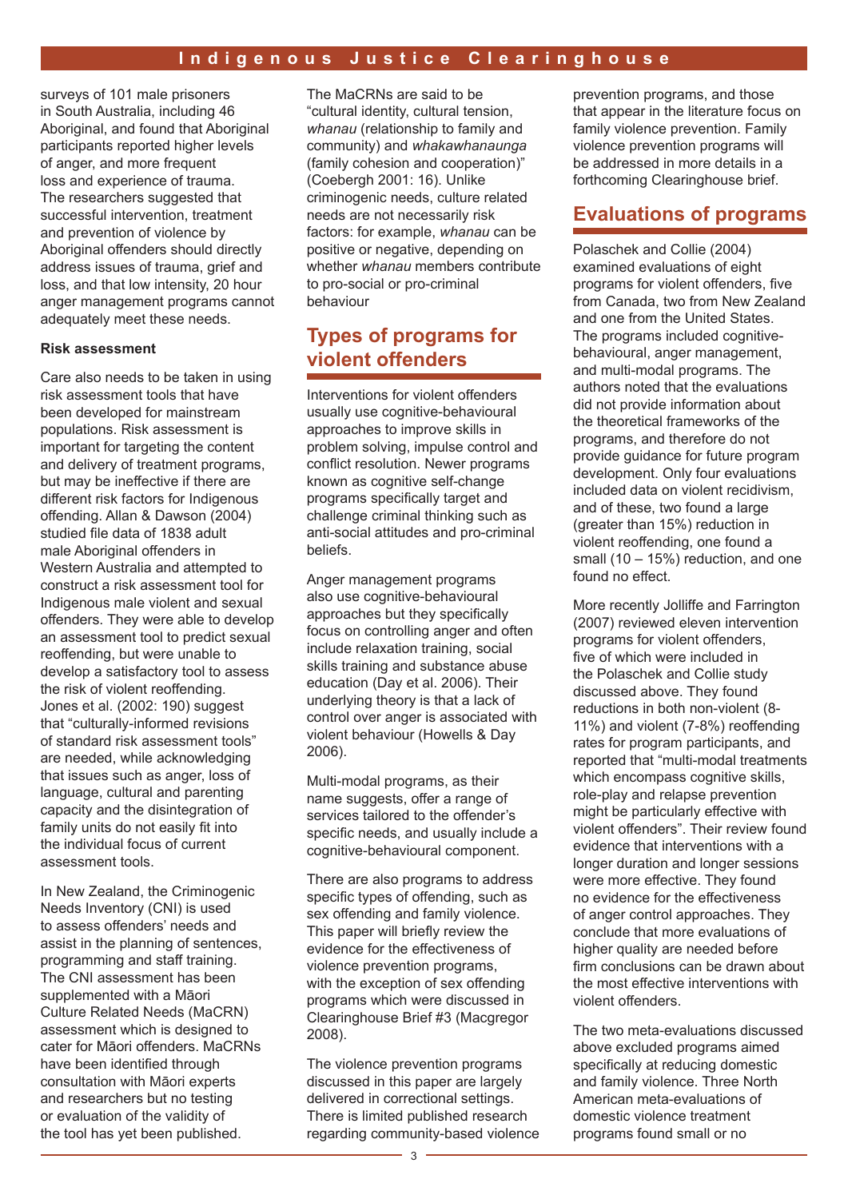surveys of 101 male prisoners in South Australia, including 46 Aboriginal, and found that Aboriginal participants reported higher levels of anger, and more frequent loss and experience of trauma. The researchers suggested that successful intervention, treatment and prevention of violence by Aboriginal offenders should directly address issues of trauma, grief and loss, and that low intensity, 20 hour anger management programs cannot adequately meet these needs.

**Risk assessment**

Care also needs to be taken in using risk assessment tools that have been developed for mainstream populations. Risk assessment is important for targeting the content and delivery of treatment programs, but may be ineffective if there are different risk factors for Indigenous offending. Allan & Dawson (2004) studied file data of 1838 adult male Aboriginal offenders in Western Australia and attempted to construct a risk assessment tool for Indigenous male violent and sexual offenders. They were able to develop an assessment tool to predict sexual reoffending, but were unable to develop a satisfactory tool to assess the risk of violent reoffending. Jones et al. (2002: 190) suggest that "culturally-informed revisions of standard risk assessment tools" are needed, while acknowledging that issues such as anger, loss of language, cultural and parenting capacity and the disintegration of family units do not easily fit into the individual focus of current assessment tools.

In New Zealand, the Criminogenic Needs Inventory (CNI) is used to assess offenders' needs and assist in the planning of sentences, programming and staff training. The CNI assessment has been supplemented with a Māori Culture Related Needs (MaCRN) assessment which is designed to cater for Māori offenders. MaCRNs have been identified through consultation with Māori experts and researchers but no testing or evaluation of the validity of the tool has yet been published.

The MaCRNs are said to be "cultural identity, cultural tension, *whanau* (relationship to family and community) and *whakawhanaunga* (family cohesion and cooperation)" (Coebergh 2001: 16). Unlike criminogenic needs, culture related needs are not necessarily risk factors: for example, *whanau* can be positive or negative, depending on whether *whanau* members contribute to pro-social or pro-criminal behaviour

## Types of programs for violent offenders

Interventions for violent offenders usually use cognitive-behavioural approaches to improve skills in problem solving, impulse control and conflict resolution. Newer programs known as cognitive self-change programs specifically target and challenge criminal thinking such as anti-social attitudes and pro-criminal beliefs.

Anger management programs also use cognitive-behavioural approaches but they specifically focus on controlling anger and often include relaxation training, social skills training and substance abuse education (Day et al. 2006). Their underlying theory is that a lack of control over anger is associated with violent behaviour (Howells & Day 2006).

Multi-modal programs, as their name suggests, offer a range of services tailored to the offender's specific needs, and usually include a cognitive-behavioural component.

There are also programs to address specific types of offending, such as sex offending and family violence. This paper will briefly review the evidence for the effectiveness of violence prevention programs, with the exception of sex offending programs which were discussed in Clearinghouse Brief #3 (Macgregor 2008).

The violence prevention programs discussed in this paper are largely delivered in correctional settings. There is limited published research regarding community-based violence prevention programs, and those that appear in the literature focus on family violence prevention. Family violence prevention programs will be addressed in more details in a forthcoming Clearinghouse brief.

## Evaluations of programs

Polaschek and Collie (2004) examined evaluations of eight programs for violent offenders, five from Canada, two from New Zealand and one from the United States. The programs included cognitive-behavioural, anger management, and multi-modal programs. The authors noted that the evaluations did not provide information about the theoretical frameworks of the programs, and therefore do not provide guidance for future program development. Only four evaluations included data on violent recidivism, and of these, two found a large (greater than 15%) reduction in violent reoffending, one found a small (10 – 15%) reduction, and one found no effect.

More recently Jolliffe and Farrington (2007) reviewed eleven intervention programs for violent offenders, five of which were included in the Polaschek and Collie study discussed above. They found reductions in both non-violent (8-11%) and violent (7-8%) reoffending rates for program participants, and reported that "multi-modal treatments which encompass cognitive skills, role-play and relapse prevention might be particularly effective with violent offenders". Their review found evidence that interventions with a longer duration and longer sessions were more effective. They found no evidence for the effectiveness of anger control approaches. They conclude that more evaluations of higher quality are needed before firm conclusions can be drawn about the most effective interventions with violent offenders.

The two meta-evaluations discussed above excluded programs aimed specifically at reducing domestic and family violence. Three North American meta-evaluations of domestic violence treatment programs found small or no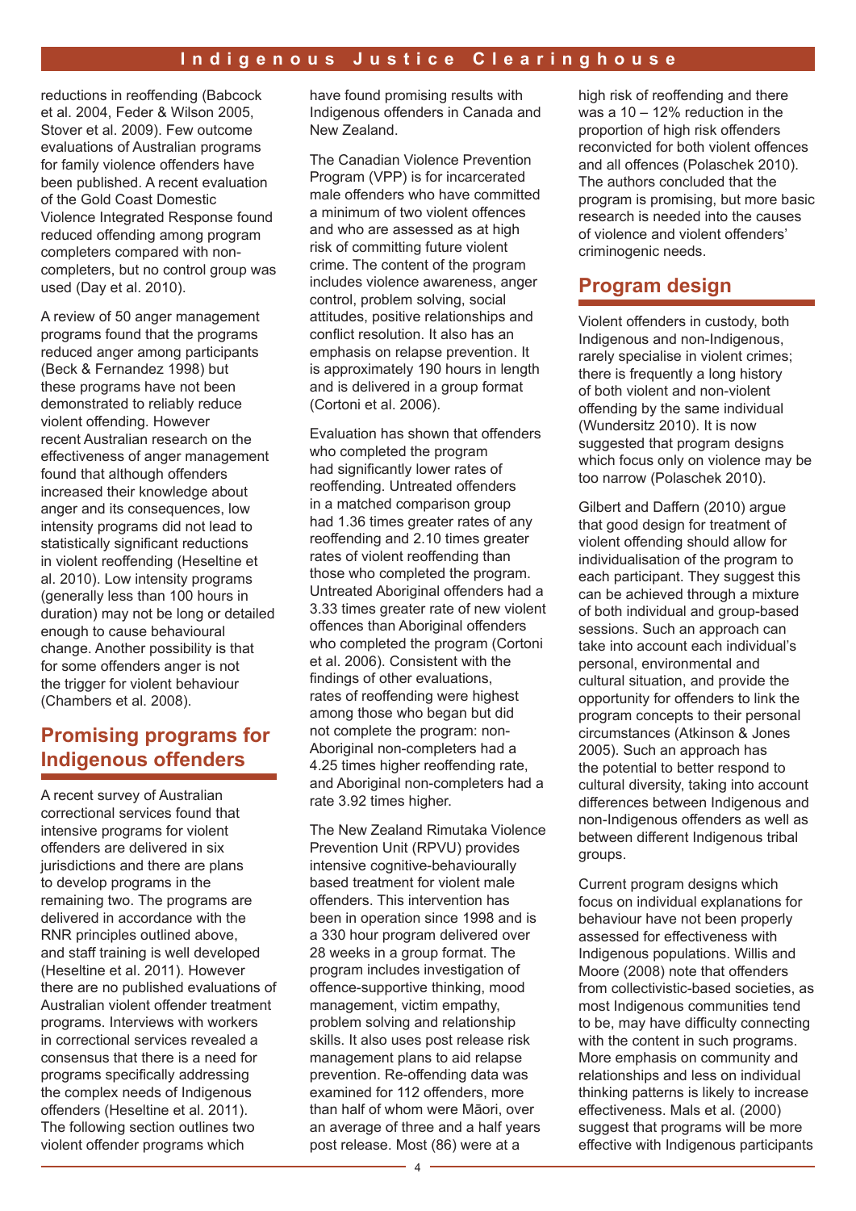reductions in reoffending (Babcock et al. 2004, Feder & Wilson 2005, Stover et al. 2009). Few outcome evaluations of Australian programs for family violence offenders have been published. A recent evaluation of the Gold Coast Domestic Violence Integrated Response found reduced offending among program completers compared with non-completers, but no control group was used (Day et al. 2010).

A review of 50 anger management programs found that the programs reduced anger among participants (Beck & Fernandez 1998) but these programs have not been demonstrated to reliably reduce violent offending. However recent Australian research on the effectiveness of anger management found that although offenders increased their knowledge about anger and its consequences, low intensity programs did not lead to statistically significant reductions in violent reoffending (Heseltine et al. 2010). Low intensity programs (generally less than 100 hours in duration) may not be long or detailed enough to cause behavioural change. Another possibility is that for some offenders anger is not the trigger for violent behaviour (Chambers et al. 2008).

## Promising programs for Indigenous offenders

A recent survey of Australian correctional services found that intensive programs for violent offenders are delivered in six jurisdictions and there are plans to develop programs in the remaining two. The programs are delivered in accordance with the RNR principles outlined above, and staff training is well developed (Heseltine et al. 2011). However there are no published evaluations of Australian violent offender treatment programs. Interviews with workers in correctional services revealed a consensus that there is a need for programs specifically addressing the complex needs of Indigenous offenders (Heseltine et al. 2011). The following section outlines two violent offender programs which have found promising results with Indigenous offenders in Canada and New Zealand.

The Canadian Violence Prevention Program (VPP) is for incarcerated male offenders who have committed a minimum of two violent offences and who are assessed as at high risk of committing future violent crime. The content of the program includes violence awareness, anger control, problem solving, social attitudes, positive relationships and conflict resolution. It also has an emphasis on relapse prevention. It is approximately 190 hours in length and is delivered in a group format (Cortoni et al. 2006).

Evaluation has shown that offenders who completed the program had significantly lower rates of reoffending. Untreated offenders in a matched comparison group had 1.36 times greater rates of any reoffending and 2.10 times greater rates of violent reoffending than those who completed the program. Untreated Aboriginal offenders had a 3.33 times greater rate of new violent offences than Aboriginal offenders who completed the program (Cortoni et al. 2006). Consistent with the findings of other evaluations, rates of reoffending were highest among those who began but did not complete the program: non-Aboriginal non-completers had a 4.25 times higher reoffending rate, and Aboriginal non-completers had a rate 3.92 times higher.

The New Zealand Rimutaka Violence Prevention Unit (RPVU) provides intensive cognitive-behaviourally based treatment for violent male offenders. This intervention has been in operation since 1998 and is a 330 hour program delivered over 28 weeks in a group format. The program includes investigation of offence-supportive thinking, mood management, victim empathy, problem solving and relationship skills. It also uses post release risk management plans to aid relapse prevention. Re-offending data was examined for 112 offenders, more than half of whom were Māori, over an average of three and a half years post release. Most (86) were at a high risk of reoffending and there was a 10 – 12% reduction in the proportion of high risk offenders reconvicted for both violent offences and all offences (Polaschek 2010). The authors concluded that the program is promising, but more basic research is needed into the causes of violence and violent offenders' criminogenic needs.

## Program design

Violent offenders in custody, both Indigenous and non-Indigenous, rarely specialise in violent crimes; there is frequently a long history of both violent and non-violent offending by the same individual (Wundersitz 2010). It is now suggested that program designs which focus only on violence may be too narrow (Polaschek 2010).

Gilbert and Daffern (2010) argue that good design for treatment of violent offending should allow for individualisation of the program to each participant. They suggest this can be achieved through a mixture of both individual and group-based sessions. Such an approach can take into account each individual's personal, environmental and cultural situation, and provide the opportunity for offenders to link the program concepts to their personal circumstances (Atkinson & Jones 2005). Such an approach has the potential to better respond to cultural diversity, taking into account differences between Indigenous and non-Indigenous offenders as well as between different Indigenous tribal groups.

Current program designs which focus on individual explanations for behaviour have not been properly assessed for effectiveness with Indigenous populations. Willis and Moore (2008) note that offenders from collectivistic-based societies, as most Indigenous communities tend to be, may have difficulty connecting with the content in such programs. More emphasis on community and relationships and less on individual thinking patterns is likely to increase effectiveness. Mals et al. (2000) suggest that programs will be more effective with Indigenous participants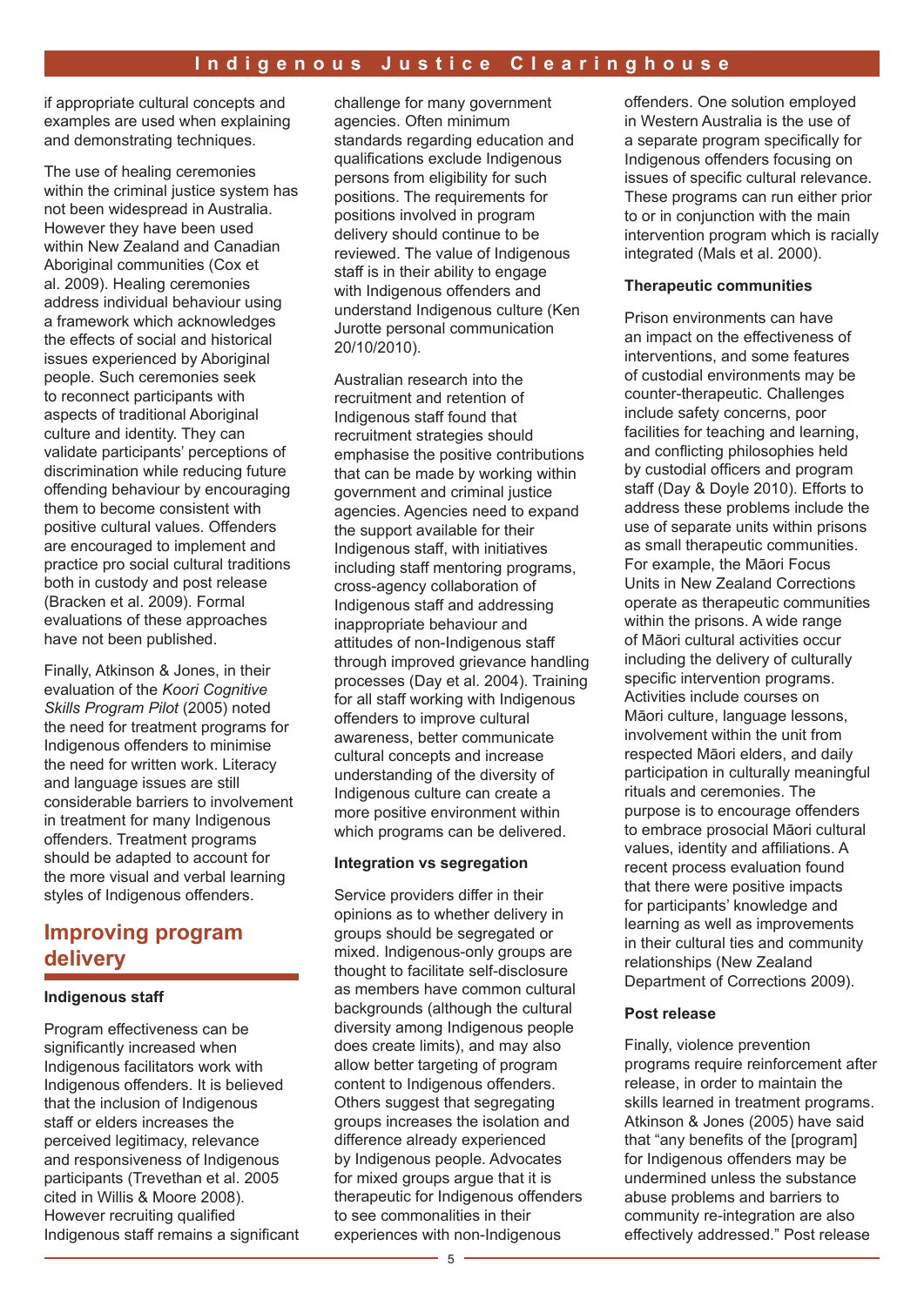if appropriate cultural concepts and examples are used when explaining and demonstrating techniques.

The use of healing ceremonies within the criminal justice system has not been widespread in Australia. However they have been used within New Zealand and Canadian Aboriginal communities (Cox et al. 2009). Healing ceremonies address individual behaviour using a framework which acknowledges the effects of social and historical issues experienced by Aboriginal people. Such ceremonies seek to reconnect participants with aspects of traditional Aboriginal culture and identity. They can validate participants' perceptions of discrimination while reducing future offending behaviour by encouraging them to become consistent with positive cultural values. Offenders are encouraged to implement and practice pro social cultural traditions both in custody and post release (Bracken et al. 2009). Formal evaluations of these approaches have not been published.

Finally, Atkinson & Jones, in their evaluation of the *Koori Cognitive Skills Program Pilot* (2005) noted the need for treatment programs for Indigenous offenders to minimise the need for written work. Literacy and language issues are still considerable barriers to involvement in treatment for many Indigenous offenders. Treatment programs should be adapted to account for the more visual and verbal learning styles of Indigenous offenders.

## Improving program delivery

### Indigenous staff

Program effectiveness can be significantly increased when Indigenous facilitators work with Indigenous offenders. It is believed that the inclusion of Indigenous staff or elders increases the perceived legitimacy, relevance and responsiveness of Indigenous participants (Trevethan et al. 2005 cited in Willis & Moore 2008). However recruiting qualified Indigenous staff remains a significant challenge for many government agencies. Often minimum standards regarding education and qualifications exclude Indigenous persons from eligibility for such positions. The requirements for positions involved in program delivery should continue to be reviewed. The value of Indigenous staff is in their ability to engage with Indigenous offenders and understand Indigenous culture (Ken Jurotte personal communication 20/10/2010).

Australian research into the recruitment and retention of Indigenous staff found that recruitment strategies should emphasise the positive contributions that can be made by working within government and criminal justice agencies. Agencies need to expand the support available for their Indigenous staff, with initiatives including staff mentoring programs, cross-agency collaboration of Indigenous staff and addressing inappropriate behaviour and attitudes of non-Indigenous staff through improved grievance handling processes (Day et al. 2004). Training for all staff working with Indigenous offenders to improve cultural awareness, better communicate cultural concepts and increase understanding of the diversity of Indigenous culture can create a more positive environment within which programs can be delivered.

### Integration vs segregation

Service providers differ in their opinions as to whether delivery in groups should be segregated or mixed. Indigenous-only groups are thought to facilitate self-disclosure as members have common cultural backgrounds (although the cultural diversity among Indigenous people does create limits), and may also allow better targeting of program content to Indigenous offenders. Others suggest that segregating groups increases the isolation and difference already experienced by Indigenous people. Advocates for mixed groups argue that it is therapeutic for Indigenous offenders to see commonalities in their experiences with non-Indigenous offenders. One solution employed in Western Australia is the use of a separate program specifically for Indigenous offenders focusing on issues of specific cultural relevance. These programs can run either prior to or in conjunction with the main intervention program which is racially integrated (Mals et al. 2000).

### Therapeutic communities

Prison environments can have an impact on the effectiveness of interventions, and some features of custodial environments may be counter-therapeutic. Challenges include safety concerns, poor facilities for teaching and learning, and conflicting philosophies held by custodial officers and program staff (Day & Doyle 2010). Efforts to address these problems include the use of separate units within prisons as small therapeutic communities. For example, the Māori Focus Units in New Zealand Corrections operate as therapeutic communities within the prisons. A wide range of Māori cultural activities occur including the delivery of culturally specific intervention programs. Activities include courses on Māori culture, language lessons, involvement within the unit from respected Māori elders, and daily participation in culturally meaningful rituals and ceremonies. The purpose is to encourage offenders to embrace prosocial Māori cultural values, identity and affiliations. A recent process evaluation found that there were positive impacts for participants' knowledge and learning as well as improvements in their cultural ties and community relationships (New Zealand Department of Corrections 2009).

### Post release

Finally, violence prevention programs require reinforcement after release, in order to maintain the skills learned in treatment programs. Atkinson & Jones (2005) have said that "any benefits of the [program] for Indigenous offenders may be undermined unless the substance abuse problems and barriers to community re-integration are also effectively addressed." Post release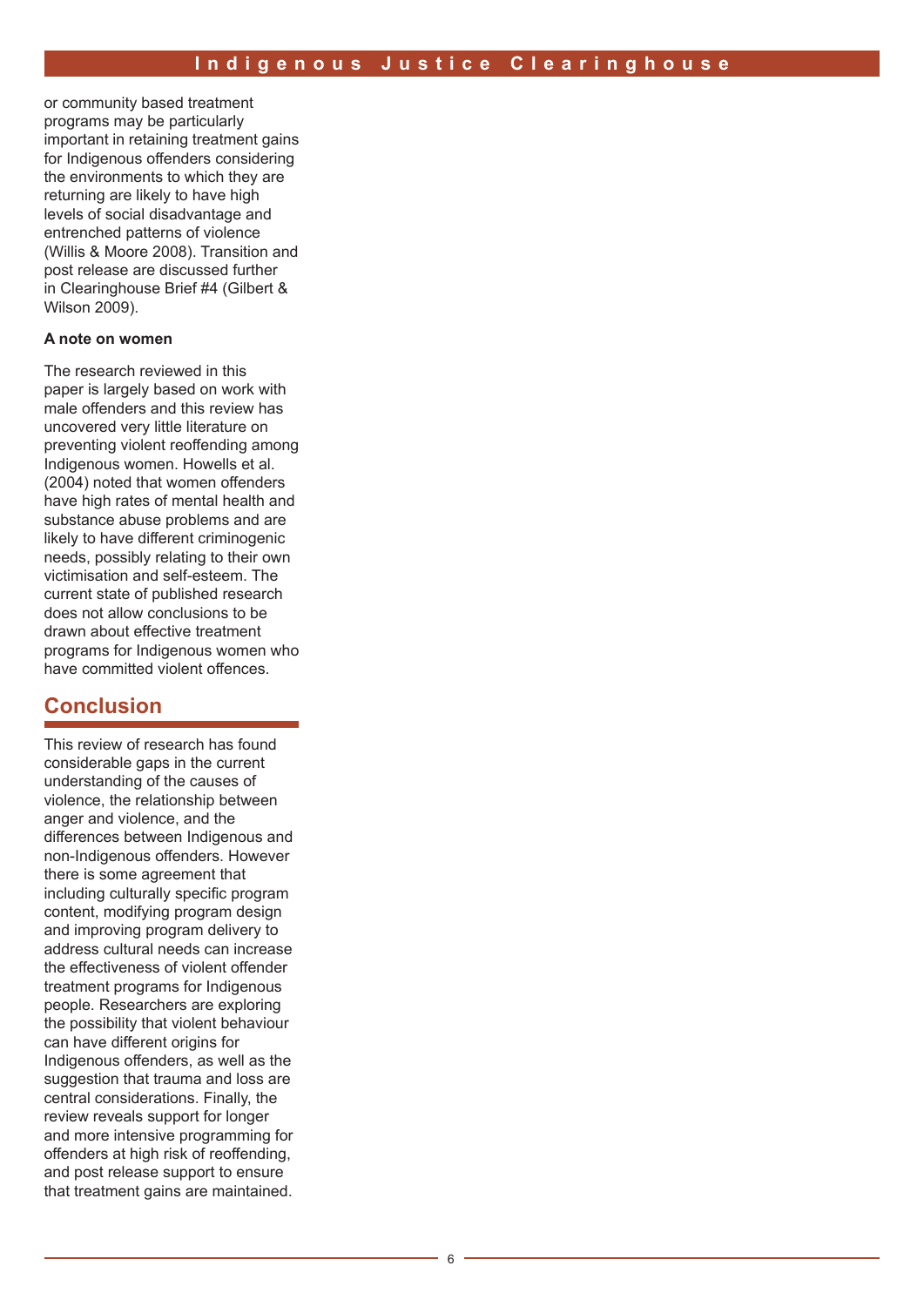or community based treatment programs may be particularly important in retaining treatment gains for Indigenous offenders considering the environments to which they are returning are likely to have high levels of social disadvantage and entrenched patterns of violence (Willis & Moore 2008). Transition and post release are discussed further in Clearinghouse Brief #4 (Gilbert & Wilson 2009).

**A note on women**

The research reviewed in this paper is largely based on work with male offenders and this review has uncovered very little literature on preventing violent reoffending among Indigenous women. Howells et al. (2004) noted that women offenders have high rates of mental health and substance abuse problems and are likely to have different criminogenic needs, possibly relating to their own victimisation and self-esteem. The current state of published research does not allow conclusions to be drawn about effective treatment programs for Indigenous women who have committed violent offences.

## Conclusion

This review of research has found considerable gaps in the current understanding of the causes of violence, the relationship between anger and violence, and the differences between Indigenous and non-Indigenous offenders. However there is some agreement that including culturally specific program content, modifying program design and improving program delivery to address cultural needs can increase the effectiveness of violent offender treatment programs for Indigenous people. Researchers are exploring the possibility that violent behaviour can have different origins for Indigenous offenders, as well as the suggestion that trauma and loss are central considerations. Finally, the review reveals support for longer and more intensive programming for offenders at high risk of reoffending, and post release support to ensure that treatment gains are maintained.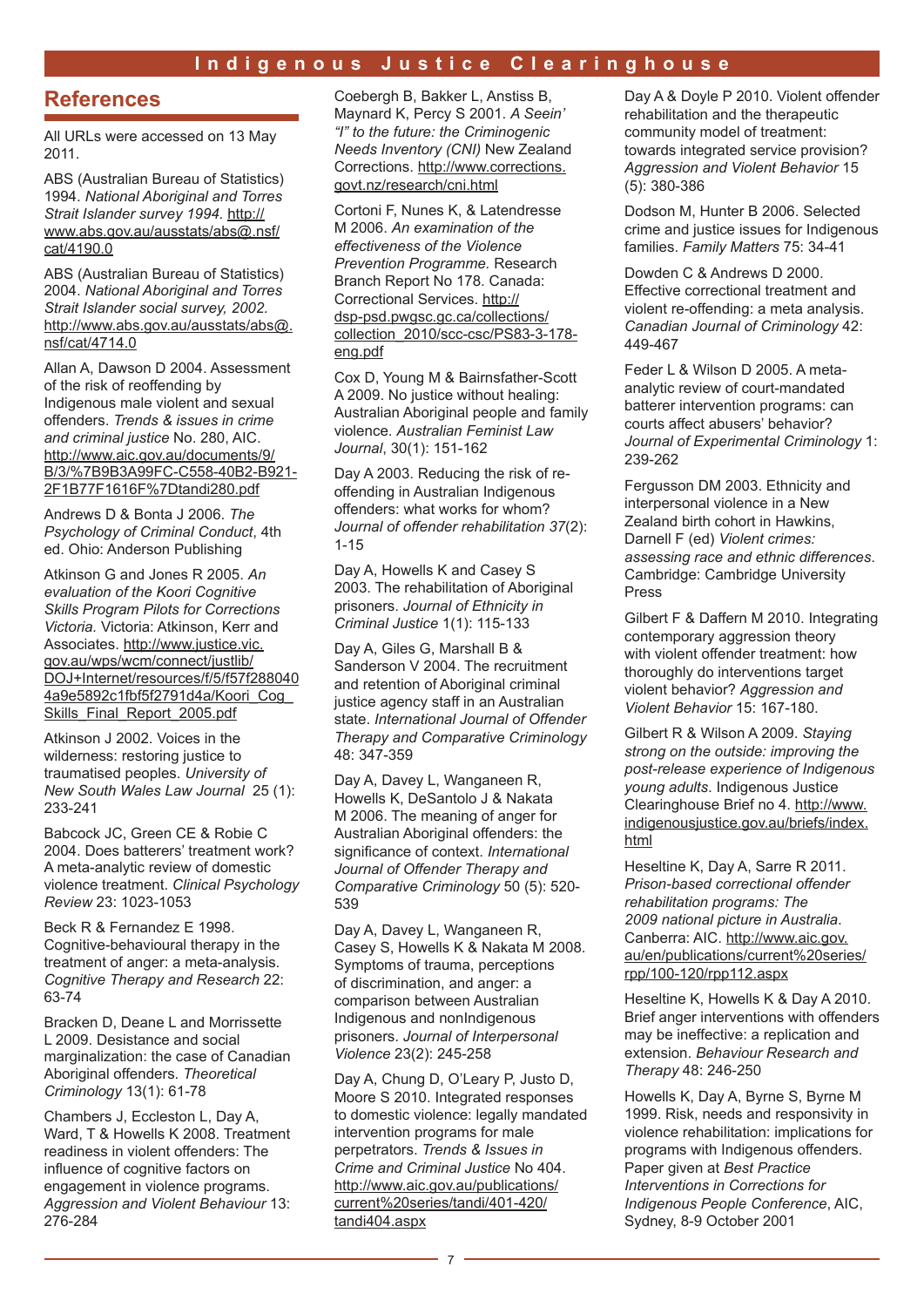## References

All URLs were accessed on 13 May 2011.

ABS (Australian Bureau of Statistics) 1994. *National Aboriginal and Torres Strait Islander survey 1994.* http://www.abs.gov.au/ausstats/abs@.nsf/cat/4190.0

ABS (Australian Bureau of Statistics) 2004. *National Aboriginal and Torres Strait Islander social survey, 2002.* http://www.abs.gov.au/ausstats/abs@.nsf/cat/4714.0

Allan A, Dawson D 2004. Assessment of the risk of reoffending by Indigenous male violent and sexual offenders. *Trends & issues in crime and criminal justice* No. 280, AIC. http://www.aic.gov.au/documents/9/B/3/%7B9B3A99FC-C558-40B2-B921-2F1B77F1616F%7Dtandi280.pdf

Andrews D & Bonta J 2006. *The Psychology of Criminal Conduct*, 4th ed. Ohio: Anderson Publishing

Atkinson G and Jones R 2005. *An evaluation of the Koori Cognitive Skills Program Pilots for Corrections Victoria.* Victoria: Atkinson, Kerr and Associates. http://www.justice.vic.gov.au/wps/wcm/connect/justlib/DOJ+Internet/resources/f/5/f57f2880404a9e5892c1fbf5f2791d4a/Koori_Cog_Skills_Final_Report_2005.pdf

Atkinson J 2002. Voices in the wilderness: restoring justice to traumatised peoples. *University of New South Wales Law Journal* 25 (1): 233-241

Babcock JC, Green CE & Robie C 2004. Does batterers' treatment work? A meta-analytic review of domestic violence treatment. *Clinical Psychology Review* 23: 1023-1053

Beck R & Fernandez E 1998. Cognitive-behavioural therapy in the treatment of anger: a meta-analysis. *Cognitive Therapy and Research* 22: 63-74

Bracken D, Deane L and Morrissette L 2009. Desistance and social marginalization: the case of Canadian Aboriginal offenders. *Theoretical Criminology* 13(1): 61-78

Chambers J, Eccleston L, Day A, Ward, T & Howells K 2008. Treatment readiness in violent offenders: The influence of cognitive factors on engagement in violence programs. *Aggression and Violent Behaviour* 13: 276-284

Coebergh B, Bakker L, Anstiss B, Maynard K, Percy S 2001. *A Seein' "I" to the future: the Criminogenic Needs Inventory (CNI)* New Zealand Corrections. http://www.corrections.govt.nz/research/cni.html

Cortoni F, Nunes K, & Latendresse M 2006. *An examination of the effectiveness of the Violence Prevention Programme.* Research Branch Report No 178. Canada: Correctional Services. http://dsp-psd.pwgsc.gc.ca/collections/collection_2010/scc-csc/PS83-3-178-eng.pdf

Cox D, Young M & Bairnsfather-Scott A 2009. No justice without healing: Australian Aboriginal people and family violence. *Australian Feminist Law Journal*, 30(1): 151-162

Day A 2003. Reducing the risk of re-offending in Australian Indigenous offenders: what works for whom? *Journal of offender rehabilitation 37*(2): 1-15

Day A, Howells K and Casey S 2003. The rehabilitation of Aboriginal prisoners. *Journal of Ethnicity in Criminal Justice* 1(1): 115-133

Day A, Giles G, Marshall B & Sanderson V 2004. The recruitment and retention of Aboriginal criminal justice agency staff in an Australian state. *International Journal of Offender Therapy and Comparative Criminology* 48: 347-359

Day A, Davey L, Wanganeen R, Howells K, DeSantolo J & Nakata M 2006. The meaning of anger for Australian Aboriginal offenders: the significance of context. *International Journal of Offender Therapy and Comparative Criminology* 50 (5): 520-539

Day A, Davey L, Wanganeen R, Casey S, Howells K & Nakata M 2008. Symptoms of trauma, perceptions of discrimination, and anger: a comparison between Australian Indigenous and nonIndigenous prisoners. *Journal of Interpersonal Violence* 23(2): 245-258

Day A, Chung D, O'Leary P, Justo D, Moore S 2010. Integrated responses to domestic violence: legally mandated intervention programs for male perpetrators. *Trends & Issues in Crime and Criminal Justice* No 404. http://www.aic.gov.au/publications/current%20series/tandi/401-420/tandi404.aspx

Day A & Doyle P 2010. Violent offender rehabilitation and the therapeutic community model of treatment: towards integrated service provision? *Aggression and Violent Behavior* 15 (5): 380-386

Dodson M, Hunter B 2006. Selected crime and justice issues for Indigenous families. *Family Matters* 75: 34-41

Dowden C & Andrews D 2000. Effective correctional treatment and violent re-offending: a meta analysis. *Canadian Journal of Criminology* 42: 449-467

Feder L & Wilson D 2005. A meta-analytic review of court-mandated batterer intervention programs: can courts affect abusers' behavior? *Journal of Experimental Criminology* 1: 239-262

Fergusson DM 2003. Ethnicity and interpersonal violence in a New Zealand birth cohort in Hawkins, Darnell F (ed) *Violent crimes: assessing race and ethnic differences*. Cambridge: Cambridge University Press

Gilbert F & Daffern M 2010. Integrating contemporary aggression theory with violent offender treatment: how thoroughly do interventions target violent behavior? *Aggression and Violent Behavior* 15: 167-180.

Gilbert R & Wilson A 2009. *Staying strong on the outside: improving the post-release experience of Indigenous young adults*. Indigenous Justice Clearinghouse Brief no 4. http://www.indigenousjustice.gov.au/briefs/index.html

Heseltine K, Day A, Sarre R 2011. *Prison-based correctional offender rehabilitation programs: The 2009 national picture in Australia*. Canberra: AIC. http://www.aic.gov.au/en/publications/current%20series/rpp/100-120/rpp112.aspx

Heseltine K, Howells K & Day A 2010. Brief anger interventions with offenders may be ineffective: a replication and extension. *Behaviour Research and Therapy* 48: 246-250

Howells K, Day A, Byrne S, Byrne M 1999. Risk, needs and responsivity in violence rehabilitation: implications for programs with Indigenous offenders. Paper given at *Best Practice Interventions in Corrections for Indigenous People Conference*, AIC, Sydney, 8-9 October 2001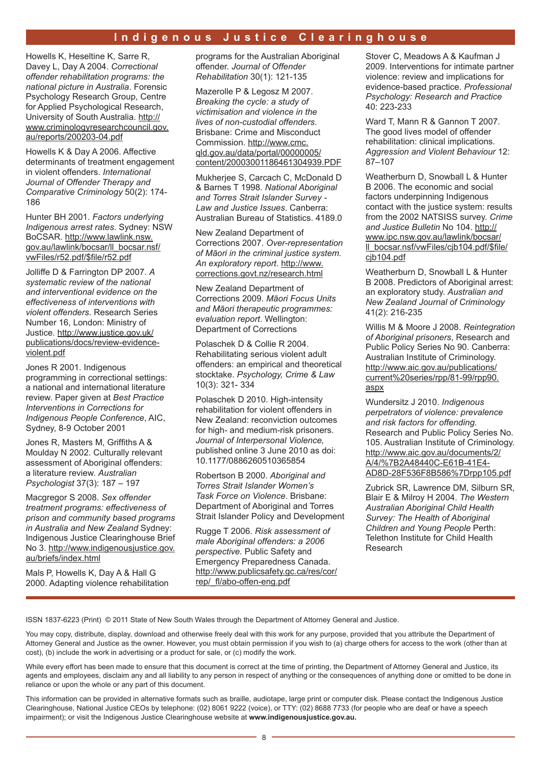Howells K, Heseltine K, Sarre R, Davey L, Day A 2004. *Correctional offender rehabilitation programs: the national picture in Australia*. Forensic Psychology Research Group, Centre for Applied Psychological Research, University of South Australia. http://www.criminologyresearchcouncil.gov.au/reports/200203-04.pdf

Howells K & Day A 2006. Affective determinants of treatment engagement in violent offenders. *International Journal of Offender Therapy and Comparative Criminology* 50(2): 174-186

Hunter BH 2001. *Factors underlying Indigenous arrest rates*. Sydney: NSW BoCSAR. http://www.lawlink.nsw.gov.au/lawlink/bocsar/ll_bocsar.nsf/vwFiles/r52.pdf/$file/r52.pdf

Jolliffe D & Farrington DP 2007. *A systematic review of the national and interventional evidence on the effectiveness of interventions with violent offenders*. Research Series Number 16, London: Ministry of Justice. http://www.justice.gov.uk/publications/docs/review-evidence-violent.pdf

Jones R 2001. Indigenous programming in correctional settings: a national and international literature review. Paper given at *Best Practice Interventions in Corrections for Indigenous People Conference*, AIC, Sydney, 8-9 October 2001

Jones R, Masters M, Griffiths A & Moulday N 2002. Culturally relevant assessment of Aboriginal offenders: a literature review. *Australian Psychologist* 37(3): 187 – 197

Macgregor S 2008. *Sex offender treatment programs: effectiveness of prison and community based programs in Australia and New Zealand* Sydney: Indigenous Justice Clearinghouse Brief No 3. http://www.indigenousjustice.gov.au/briefs/index.html

Mals P, Howells K, Day A & Hall G 2000. Adapting violence rehabilitation programs for the Australian Aboriginal offender. *Journal of Offender Rehabilitation* 30(1): 121-135

Mazerolle P & Legosz M 2007. *Breaking the cycle: a study of victimisation and violence in the lives of non-custodial offenders*. Brisbane: Crime and Misconduct Commission. http://www.cmc.qld.gov.au/data/portal/00000005/content/20003001186461304939.PDF

Mukherjee S, Carcach C, McDonald D & Barnes T 1998. *National Aboriginal and Torres Strait Islander Survey - Law and Justice Issues*. Canberra: Australian Bureau of Statistics. 4189.0

New Zealand Department of Corrections 2007. *Over-representation of Māori in the criminal justice system. An exploratory report.* http://www.corrections.govt.nz/research.html

New Zealand Department of Corrections 2009. *Māori Focus Units and Māori therapeutic programmes: evaluation report*. Wellington: Department of Corrections

Polaschek D & Collie R 2004. Rehabilitating serious violent adult offenders: an empirical and theoretical stocktake. *Psychology, Crime & Law* 10(3): 321- 334

Polaschek D 2010. High-intensity rehabilitation for violent offenders in New Zealand: reconviction outcomes for high- and medium-risk prisoners. *Journal of Interpersonal Violence,* published online 3 June 2010 as doi: 10.1177/0886260510365854

Robertson B 2000. *Aboriginal and Torres Strait Islander Women's Task Force on Violence*. Brisbane: Department of Aboriginal and Torres Strait Islander Policy and Development

Rugge T 2006. *Risk assessment of male Aboriginal offenders: a 2006 perspective.* Public Safety and Emergency Preparedness Canada. http://www.publicsafety.gc.ca/res/cor/rep/_fl/abo-offen-eng.pdf

Stover C, Meadows A & Kaufman J 2009. Interventions for intimate partner violence: review and implications for evidence-based practice. *Professional Psychology: Research and Practice* 40: 223-233

Ward T, Mann R & Gannon T 2007. The good lives model of offender rehabilitation: clinical implications. *Aggression and Violent Behaviour* 12: 87–107

Weatherburn D, Snowball L & Hunter B 2006. The economic and social factors underpinning Indigenous contact with the justice system: results from the 2002 NATSISS survey. *Crime and Justice Bulletin* No 104. http://www.ipc.nsw.gov.au/lawlink/bocsar/ll_bocsar.nsf/vwFiles/cjb104.pdf/$file/cjb104.pdf

Weatherburn D, Snowball L & Hunter B 2008. Predictors of Aboriginal arrest: an exploratory study. *Australian and New Zealand Journal of Criminology* 41(2): 216-235

Willis M & Moore J 2008. *Reintegration of Aboriginal prisoners*, Research and Public Policy Series No 90. Canberra: Australian Institute of Criminology. http://www.aic.gov.au/publications/current%20series/rpp/81-99/rpp90.aspx

Wundersitz J 2010. *Indigenous perpetrators of violence: prevalence and risk factors for offending.* Research and Public Policy Series No. 105. Australian Institute of Criminology. http://www.aic.gov.au/documents/2/A/4/%7B2A48440C-E61B-41E4-AD8D-28F536F8B586%7Drpp105.pdf

Zubrick SR, Lawrence DM, Silburn SR, Blair E & Milroy H 2004. *The Western Australian Aboriginal Child Health Survey: The Health of Aboriginal Children and Young People* Perth: Telethon Institute for Child Health Research

---

ISSN 1837-6223 (Print) © 2011 State of New South Wales through the Department of Attorney General and Justice.

You may copy, distribute, display, download and otherwise freely deal with this work for any purpose, provided that you attribute the Department of Attorney General and Justice as the owner. However, you must obtain permission if you wish to (a) charge others for access to the work (other than at cost), (b) include the work in advertising or a product for sale, or (c) modify the work.

While every effort has been made to ensure that this document is correct at the time of printing, the Department of Attorney General and Justice, its agents and employees, disclaim any and all liability to any person in respect of anything or the consequences of anything done or omitted to be done in reliance or upon the whole or any part of this document.

This information can be provided in alternative formats such as braille, audiotape, large print or computer disk. Please contact the Indigenous Justice Clearinghouse, National Justice CEOs by telephone: (02) 8061 9222 (voice), or TTY: (02) 8688 7733 (for people who are deaf or have a speech impairment); or visit the Indigenous Justice Clearinghouse website at **www.indigenousjustice.gov.au.**